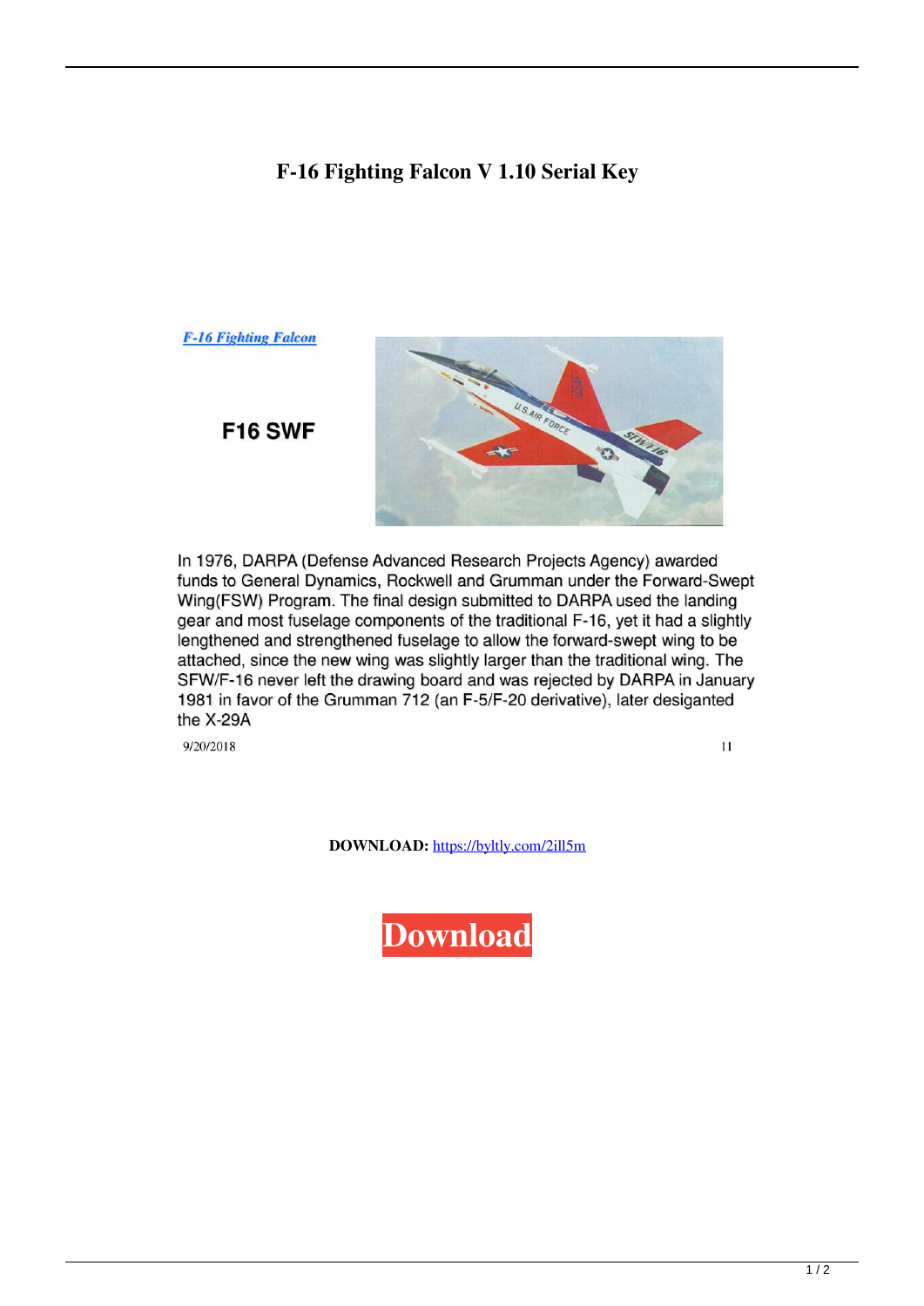# F-16 Fighting Falcon V 1.10 Serial Key

*F-16 Fighting Falcon*

**F16 SWF**

In 1976, DARPA (Defense Advanced Research Projects Agency) awarded funds to General Dynamics, Rockwell and Grumman under the Forward-Swept Wing(FSW) Program. The final design submitted to DARPA used the landing gear and most fuselage components of the traditional F-16, yet it had a slightly lengthened and strengthened fuselage to allow the forward-swept wing to be attached, since the new wing was slightly larger than the traditional wing. The SFW/F-16 never left the drawing board and was rejected by DARPA in January 1981 in favor of the Grumman 712 (an F-5/F-20 derivative), later desigan­ted the X-29A

9/20/2018 11

**DOWNLOAD:** https://byltly.com/2ill5m

**Download**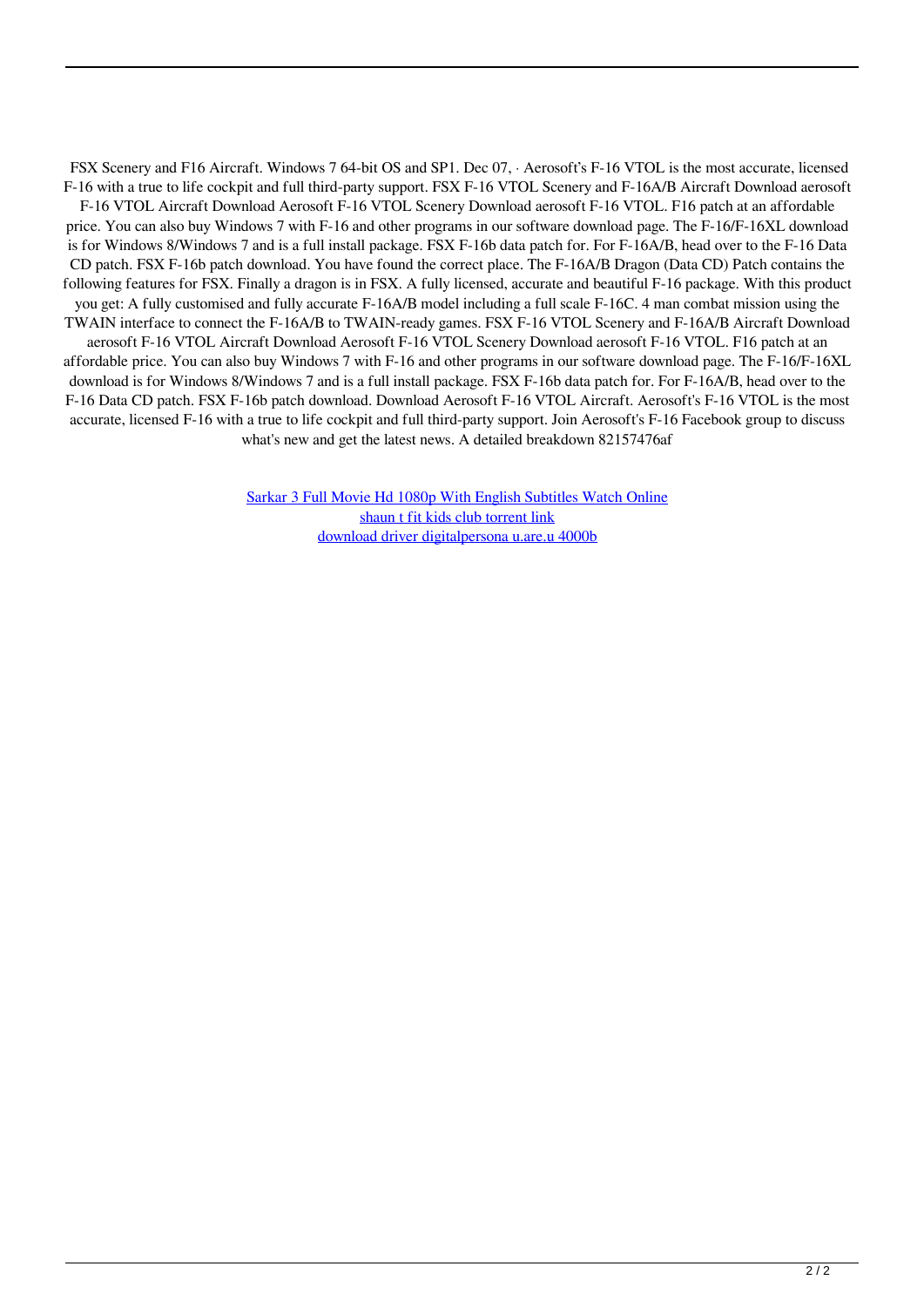FSX Scenery and F16 Aircraft. Windows 7 64-bit OS and SP1. Dec 07, · Aerosoft's F-16 VTOL is the most accurate, licensed F-16 with a true to life cockpit and full third-party support. FSX F-16 VTOL Scenery and F-16A/B Aircraft Download aerosoft F-16 VTOL Aircraft Download Aerosoft F-16 VTOL Scenery Download aerosoft F-16 VTOL. F16 patch at an affordable price. You can also buy Windows 7 with F-16 and other programs in our software download page. The F-16/F-16XL download is for Windows 8/Windows 7 and is a full install package. FSX F-16b data patch for. For F-16A/B, head over to the F-16 Data CD patch. FSX F-16b patch download. You have found the correct place. The F-16A/B Dragon (Data CD) Patch contains the following features for FSX. Finally a dragon is in FSX. A fully licensed, accurate and beautiful F-16 package. With this product you get: A fully customised and fully accurate F-16A/B model including a full scale F-16C. 4 man combat mission using the TWAIN interface to connect the F-16A/B to TWAIN-ready games. FSX F-16 VTOL Scenery and F-16A/B Aircraft Download aerosoft F-16 VTOL Aircraft Download Aerosoft F-16 VTOL Scenery Download aerosoft F-16 VTOL. F16 patch at an affordable price. You can also buy Windows 7 with F-16 and other programs in our software download page. The F-16/F-16XL download is for Windows 8/Windows 7 and is a full install package. FSX F-16b data patch for. For F-16A/B, head over to the F-16 Data CD patch. FSX F-16b patch download. Download Aerosoft F-16 VTOL Aircraft. Aerosoft's F-16 VTOL is the most accurate, licensed F-16 with a true to life cockpit and full third-party support. Join Aerosoft's F-16 Facebook group to discuss what's new and get the latest news. A detailed breakdown 82157476af

Sarkar 3 Full Movie Hd 1080p With English Subtitles Watch Online
shaun t fit kids club torrent link
download driver digitalpersona u.are.u 4000b